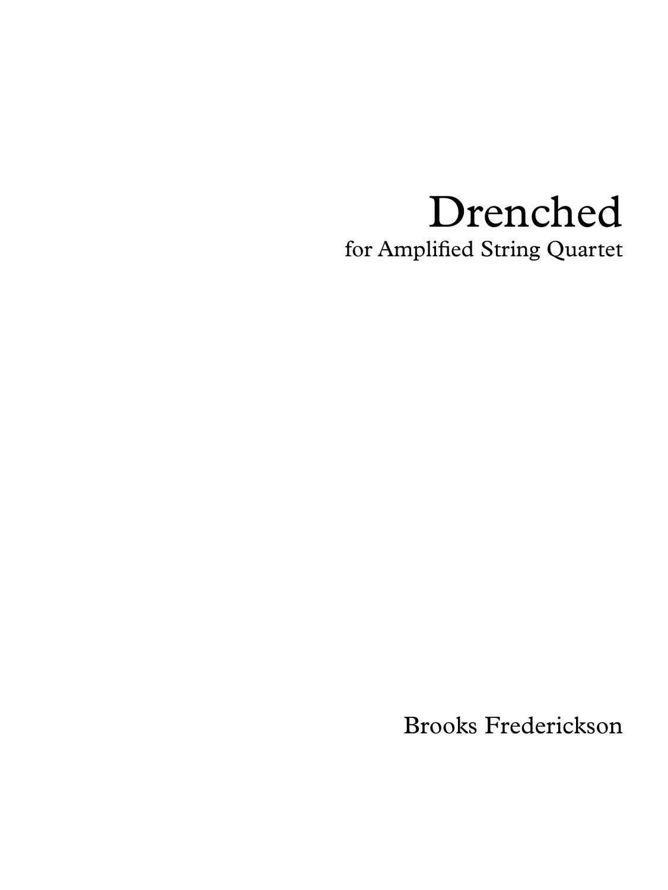# Drenched

for Amplified String Quartet

Brooks Frederickson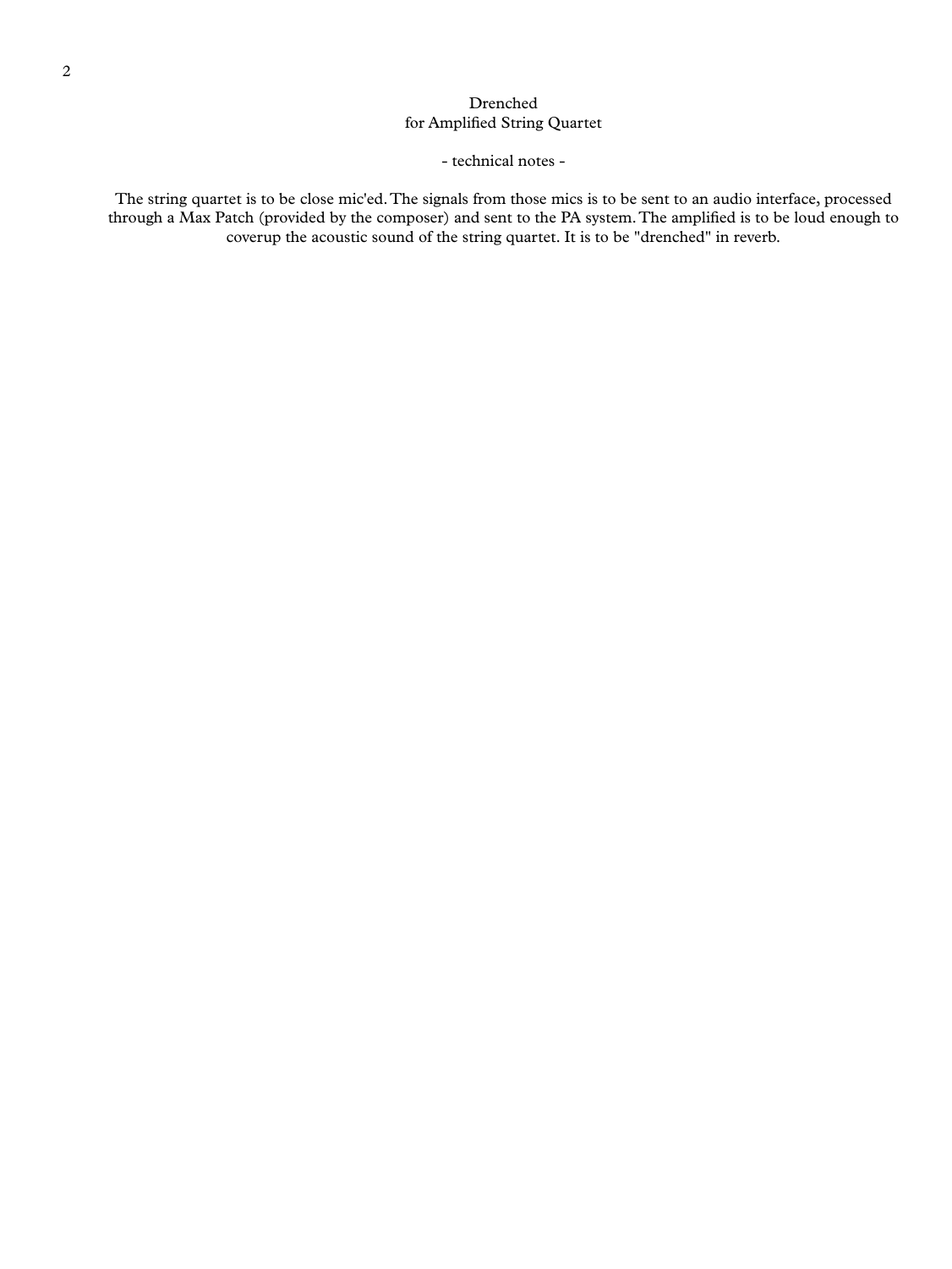# Drenched
## for Amplified String Quartet

- technical notes -

The string quartet is to be close mic'ed. The signals from those mics is to be sent to an audio interface, processed through a Max Patch (provided by the composer) and sent to the PA system. The amplified is to be loud enough to coverup the acoustic sound of the string quartet. It is to be "drenched" in reverb.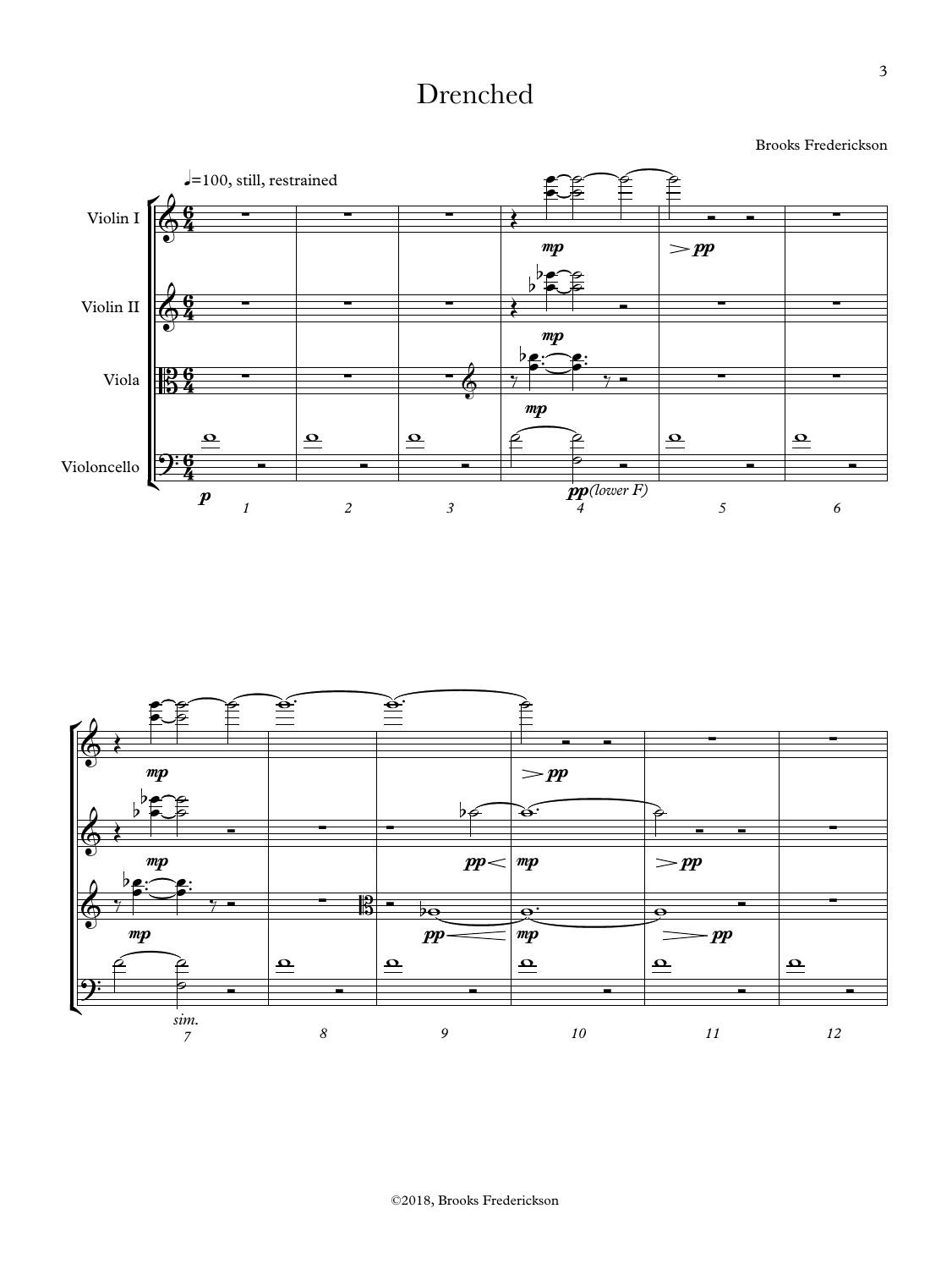# Drenched

Brooks Frederickson

©2018, Brooks Frederickson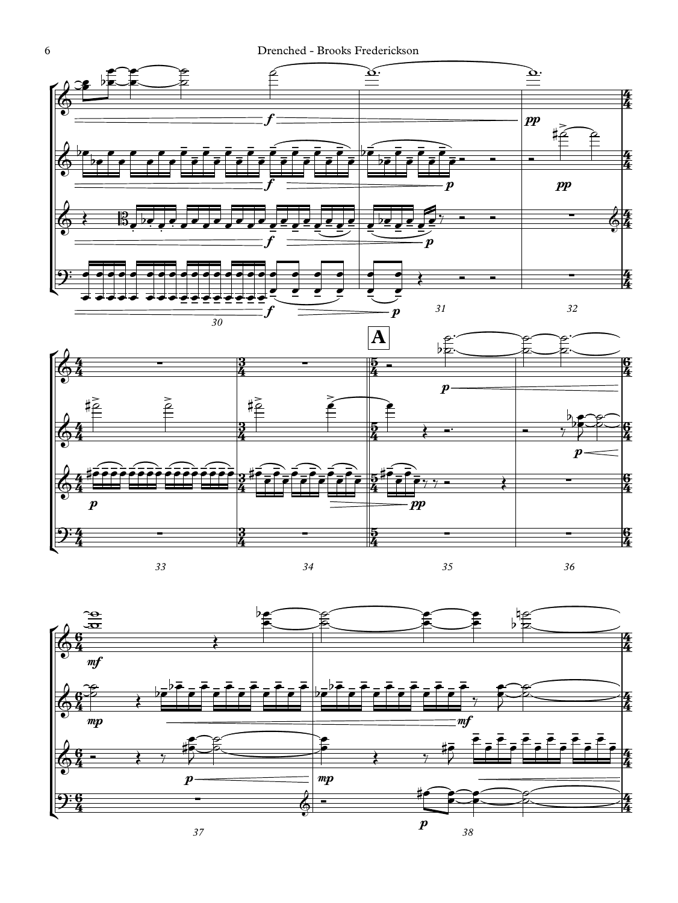**A**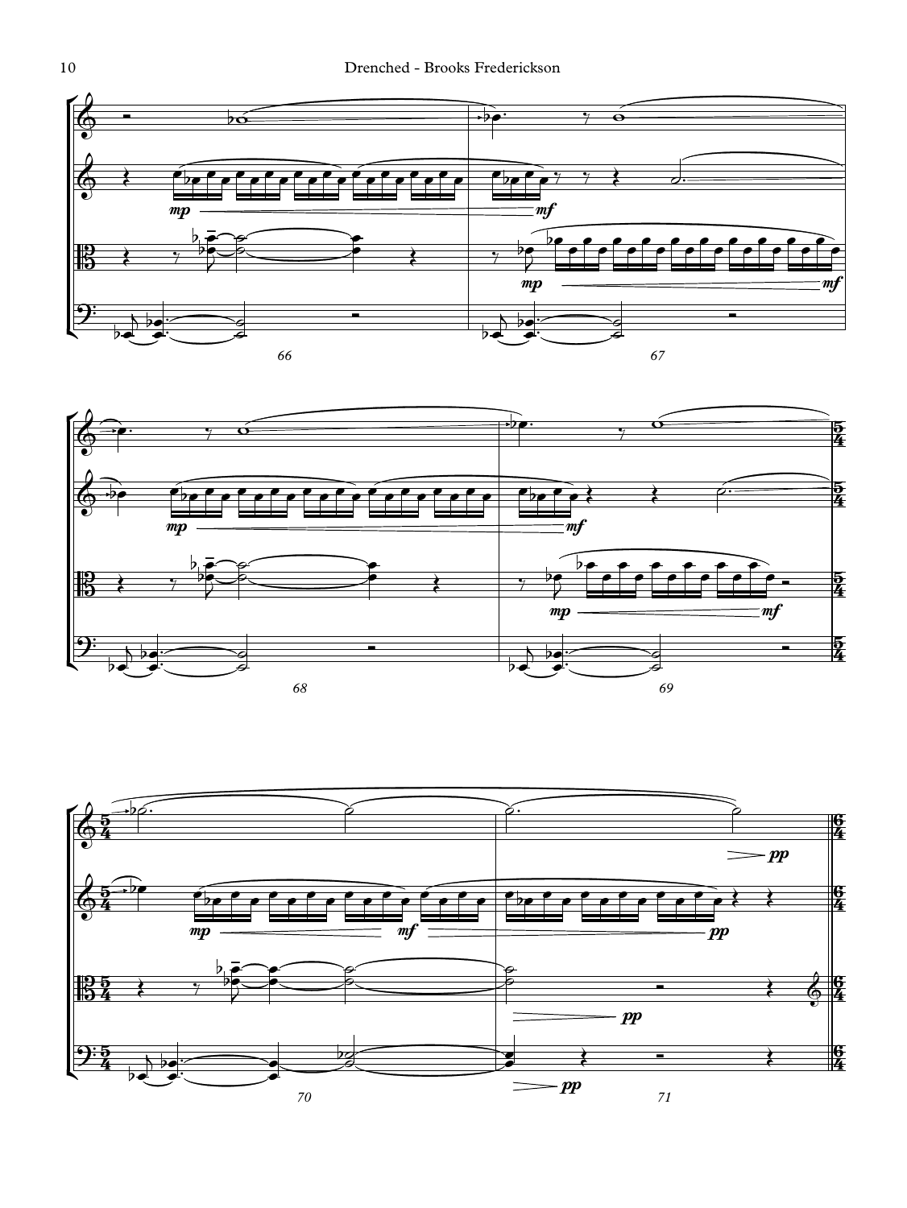66

67

68

69

70

71